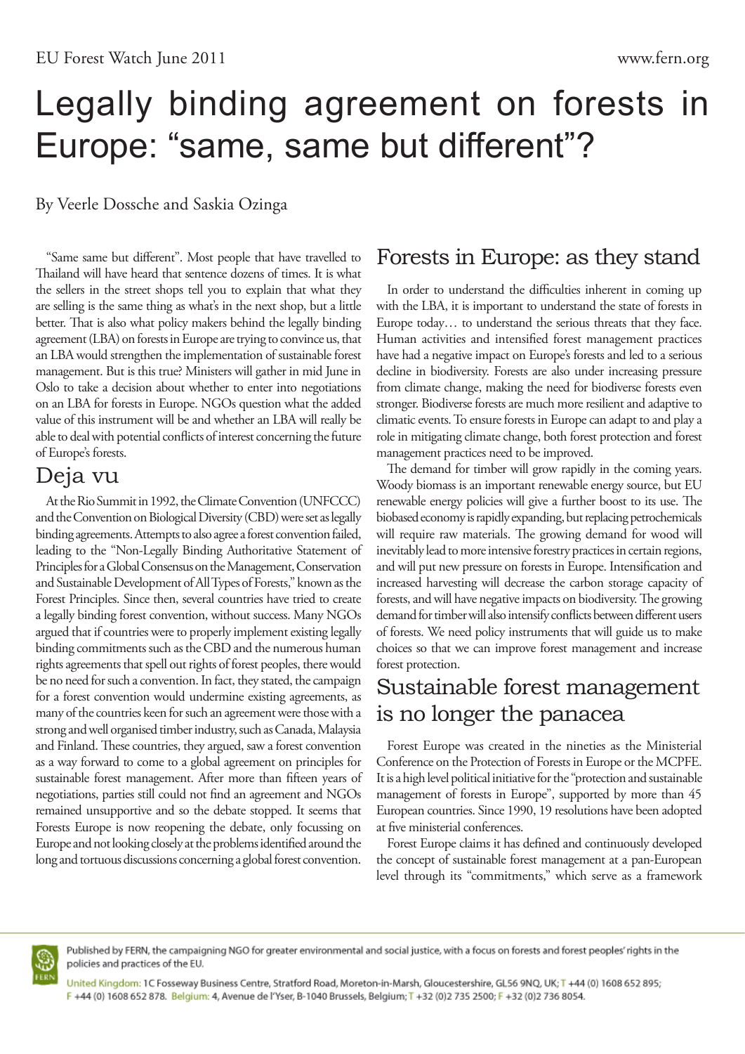# Legally binding agreement on forests in Europe: "same, same but different"?

By Veerle Dossche and Saskia Ozinga

"Same same but different". Most people that have travelled to Thailand will have heard that sentence dozens of times. It is what the sellers in the street shops tell you to explain that what they are selling is the same thing as what's in the next shop, but a little better. That is also what policy makers behind the legally binding agreement (LBA) on forests in Europe are trying to convince us, that an LBA would strengthen the implementation of sustainable forest management. But is this true? Ministers will gather in mid June in Oslo to take a decision about whether to enter into negotiations on an LBA for forests in Europe. NGOs question what the added value of this instrument will be and whether an LBA will really be able to deal with potential conflicts of interest concerning the future of Europe's forests.

## Deja vu

At the Rio Summit in 1992, the Climate Convention (UNFCCC) and the Convention on Biological Diversity (CBD) were set as legally binding agreements. Attempts to also agree a forest convention failed, leading to the "Non-Legally Binding Authoritative Statement of Principles for a Global Consensus on the Management, Conservation and Sustainable Development of All Types of Forests," known as the Forest Principles. Since then, several countries have tried to create a legally binding forest convention, without success. Many NGOs argued that if countries were to properly implement existing legally binding commitments such as the CBD and the numerous human rights agreements that spell out rights of forest peoples, there would be no need for such a convention. In fact, they stated, the campaign for a forest convention would undermine existing agreements, as many of the countries keen for such an agreement were those with a strong and well organised timber industry, such as Canada, Malaysia and Finland. These countries, they argued, saw a forest convention as a way forward to come to a global agreement on principles for sustainable forest management. After more than fifteen years of negotiations, parties still could not find an agreement and NGOs remained unsupportive and so the debate stopped. It seems that Forests Europe is now reopening the debate, only focussing on Europe and not looking closely at the problems identified around the long and tortuous discussions concerning a global forest convention.

## Forests in Europe: as they stand

In order to understand the difficulties inherent in coming up with the LBA, it is important to understand the state of forests in Europe today… to understand the serious threats that they face. Human activities and intensified forest management practices have had a negative impact on Europe's forests and led to a serious decline in biodiversity. Forests are also under increasing pressure from climate change, making the need for biodiverse forests even stronger. Biodiverse forests are much more resilient and adaptive to climatic events. To ensure forests in Europe can adapt to and play a role in mitigating climate change, both forest protection and forest management practices need to be improved.

The demand for timber will grow rapidly in the coming years. Woody biomass is an important renewable energy source, but EU renewable energy policies will give a further boost to its use. The biobased economy is rapidly expanding, but replacing petrochemicals will require raw materials. The growing demand for wood will inevitably lead to more intensive forestry practices in certain regions, and will put new pressure on forests in Europe. Intensification and increased harvesting will decrease the carbon storage capacity of forests, and will have negative impacts on biodiversity. The growing demand for timber will also intensify conflicts between different users of forests. We need policy instruments that will guide us to make choices so that we can improve forest management and increase forest protection.

## Sustainable forest management is no longer the panacea

Forest Europe was created in the nineties as the Ministerial Conference on the Protection of Forests in Europe or the MCPFE. It is a high level political initiative for the "protection and sustainable management of forests in Europe", supported by more than 45 European countries. Since 1990, 19 resolutions have been adopted at five ministerial conferences.

Forest Europe claims it has defined and continuously developed the concept of sustainable forest management at a pan-European level through its "commitments," which serve as a framework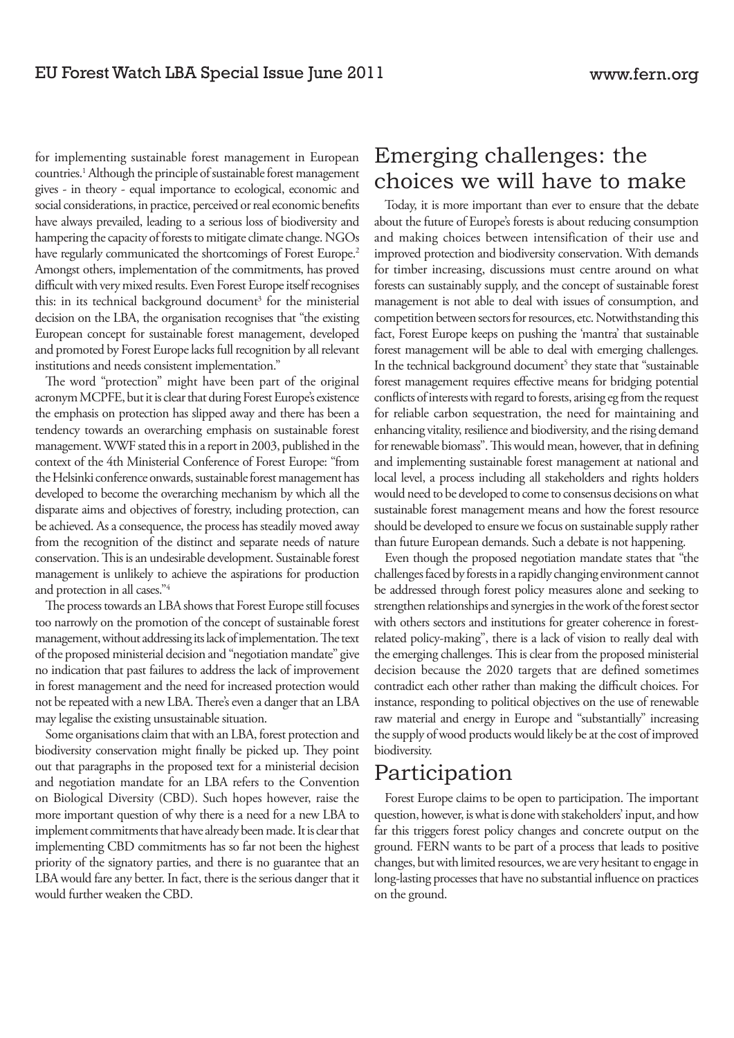for implementing sustainable forest management in European countries.[1] Although the principle of sustainable forest management gives - in theory - equal importance to ecological, economic and social considerations, in practice, perceived or real economic benefits have always prevailed, leading to a serious loss of biodiversity and hampering the capacity of forests to mitigate climate change. NGOs have regularly communicated the shortcomings of Forest Europe.[2] Amongst others, implementation of the commitments, has proved difficult with very mixed results. Even Forest Europe itself recognises this: in its technical background document[3] for the ministerial decision on the LBA, the organisation recognises that "the existing European concept for sustainable forest management, developed and promoted by Forest Europe lacks full recognition by all relevant institutions and needs consistent implementation."

The word "protection" might have been part of the original acronym MCPFE, but it is clear that during Forest Europe's existence the emphasis on protection has slipped away and there has been a tendency towards an overarching emphasis on sustainable forest management. WWF stated this in a report in 2003, published in the context of the 4th Ministerial Conference of Forest Europe: "from the Helsinki conference onwards, sustainable forest management has developed to become the overarching mechanism by which all the disparate aims and objectives of forestry, including protection, can be achieved. As a consequence, the process has steadily moved away from the recognition of the distinct and separate needs of nature conservation. This is an undesirable development. Sustainable forest management is unlikely to achieve the aspirations for production and protection in all cases."[4]

The process towards an LBA shows that Forest Europe still focuses too narrowly on the promotion of the concept of sustainable forest management, without addressing its lack of implementation. The text of the proposed ministerial decision and "negotiation mandate" give no indication that past failures to address the lack of improvement in forest management and the need for increased protection would not be repeated with a new LBA. There's even a danger that an LBA may legalise the existing unsustainable situation.

Some organisations claim that with an LBA, forest protection and biodiversity conservation might finally be picked up. They point out that paragraphs in the proposed text for a ministerial decision and negotiation mandate for an LBA refers to the Convention on Biological Diversity (CBD). Such hopes however, raise the more important question of why there is a need for a new LBA to implement commitments that have already been made. It is clear that implementing CBD commitments has so far not been the highest priority of the signatory parties, and there is no guarantee that an LBA would fare any better. In fact, there is the serious danger that it would further weaken the CBD.

## Emerging challenges: the choices we will have to make

Today, it is more important than ever to ensure that the debate about the future of Europe's forests is about reducing consumption and making choices between intensification of their use and improved protection and biodiversity conservation. With demands for timber increasing, discussions must centre around on what forests can sustainably supply, and the concept of sustainable forest management is not able to deal with issues of consumption, and competition between sectors for resources, etc. Notwithstanding this fact, Forest Europe keeps on pushing the 'mantra' that sustainable forest management will be able to deal with emerging challenges. In the technical background document[5] they state that "sustainable forest management requires effective means for bridging potential conflicts of interests with regard to forests, arising eg from the request for reliable carbon sequestration, the need for maintaining and enhancing vitality, resilience and biodiversity, and the rising demand for renewable biomass". This would mean, however, that in defining and implementing sustainable forest management at national and local level, a process including all stakeholders and rights holders would need to be developed to come to consensus decisions on what sustainable forest management means and how the forest resource should be developed to ensure we focus on sustainable supply rather than future European demands. Such a debate is not happening.

Even though the proposed negotiation mandate states that "the challenges faced by forests in a rapidly changing environment cannot be addressed through forest policy measures alone and seeking to strengthen relationships and synergies in the work of the forest sector with others sectors and institutions for greater coherence in forest-related policy-making", there is a lack of vision to really deal with the emerging challenges. This is clear from the proposed ministerial decision because the 2020 targets that are defined sometimes contradict each other rather than making the difficult choices. For instance, responding to political objectives on the use of renewable raw material and energy in Europe and "substantially" increasing the supply of wood products would likely be at the cost of improved biodiversity.

## Participation

Forest Europe claims to be open to participation. The important question, however, is what is done with stakeholders' input, and how far this triggers forest policy changes and concrete output on the ground. FERN wants to be part of a process that leads to positive changes, but with limited resources, we are very hesitant to engage in long-lasting processes that have no substantial influence on practices on the ground.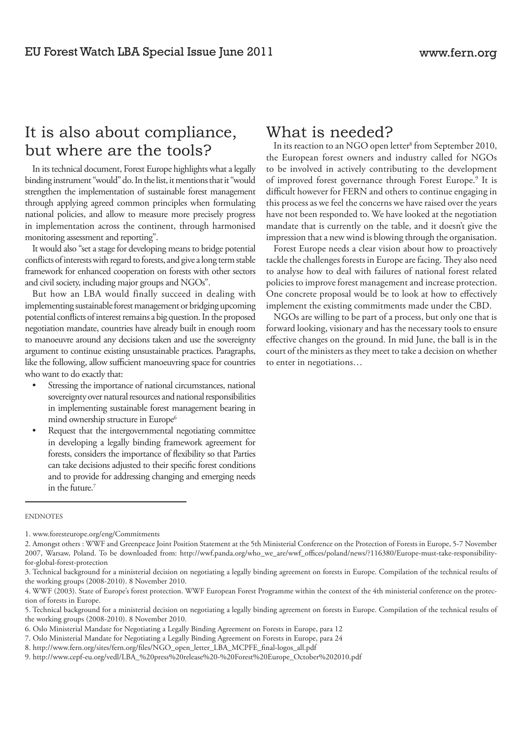## It is also about compliance, but where are the tools?

In its technical document, Forest Europe highlights what a legally binding instrument "would" do. In the list, it mentions that it "would strengthen the implementation of sustainable forest management through applying agreed common principles when formulating national policies, and allow to measure more precisely progress in implementation across the continent, through harmonised monitoring assessment and reporting".

It would also "set a stage for developing means to bridge potential conflicts of interests with regard to forests, and give a long term stable framework for enhanced cooperation on forests with other sectors and civil society, including major groups and NGOs".

But how an LBA would finally succeed in dealing with implementing sustainable forest management or bridging upcoming potential conflicts of interest remains a big question. In the proposed negotiation mandate, countries have already built in enough room to manoeuvre around any decisions taken and use the sovereignty argument to continue existing unsustainable practices. Paragraphs, like the following, allow sufficient manoeuvring space for countries who want to do exactly that:

- Stressing the importance of national circumstances, national sovereignty over natural resources and national responsibilities in implementing sustainable forest management bearing in mind ownership structure in Europe[6]
- Request that the intergovernmental negotiating committee in developing a legally binding framework agreement for forests, considers the importance of flexibility so that Parties can take decisions adjusted to their specific forest conditions and to provide for addressing changing and emerging needs in the future.[7]

## What is needed?

In its reaction to an NGO open letter[8] from September 2010, the European forest owners and industry called for NGOs to be involved in actively contributing to the development of improved forest governance through Forest Europe.[9] It is difficult however for FERN and others to continue engaging in this process as we feel the concerns we have raised over the years have not been responded to. We have looked at the negotiation mandate that is currently on the table, and it doesn't give the impression that a new wind is blowing through the organisation.

Forest Europe needs a clear vision about how to proactively tackle the challenges forests in Europe are facing. They also need to analyse how to deal with failures of national forest related policies to improve forest management and increase protection. One concrete proposal would be to look at how to effectively implement the existing commitments made under the CBD.

NGOs are willing to be part of a process, but only one that is forward looking, visionary and has the necessary tools to ensure effective changes on the ground. In mid June, the ball is in the court of the ministers as they meet to take a decision on whether to enter in negotiations…

---

ENDNOTES

1. www.foresteurope.org/eng/Commitments
2. Amongst others : WWF and Greenpeace Joint Position Statement at the 5th Ministerial Conference on the Protection of Forests in Europe, 5-7 November 2007, Warsaw, Poland. To be downloaded from: http://wwf.panda.org/who_we_are/wwf_offices/poland/news/?116380/Europe-must-take-responsibility-for-global-forest-protection
3. Technical background for a ministerial decision on negotiating a legally binding agreement on forests in Europe. Compilation of the technical results of the working groups (2008-2010). 8 November 2010.
4. WWF (2003). State of Europe's forest protection. WWF European Forest Programme within the context of the 4th ministerial conference on the protection of forests in Europe.
5. Technical background for a ministerial decision on negotiating a legally binding agreement on forests in Europe. Compilation of the technical results of the working groups (2008-2010). 8 November 2010.
6. Oslo Ministerial Mandate for Negotiating a Legally Binding Agreement on Forests in Europe, para 12
7. Oslo Ministerial Mandate for Negotiating a Legally Binding Agreement on Forests in Europe, para 24
8. http://www.fern.org/sites/fern.org/files/NGO_open_letter_LBA_MCPFE_final-logos_all.pdf
9. http://www.cepf-eu.org/vedl/LBA_%20press%20release%20-%20Forest%20Europe_October%202010.pdf